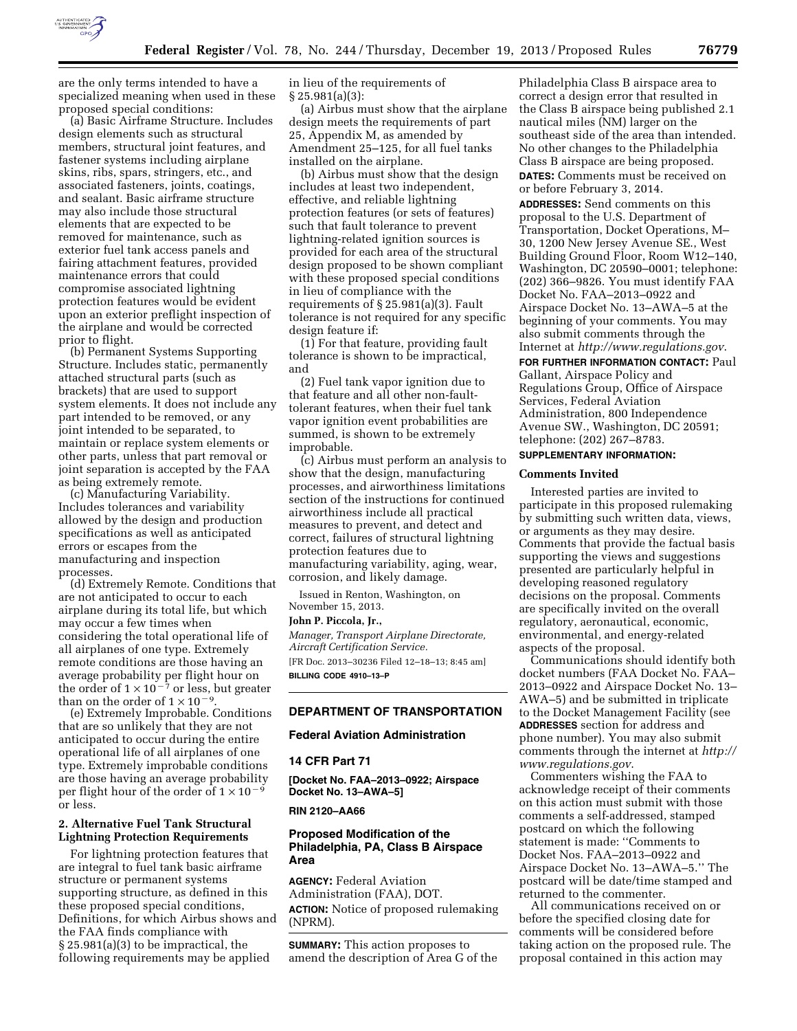are the only terms intended to have a specialized meaning when used in these proposed special conditions:

(a) Basic Airframe Structure. Includes design elements such as structural members, structural joint features, and fastener systems including airplane skins, ribs, spars, stringers, etc., and associated fasteners, joints, coatings, and sealant. Basic airframe structure may also include those structural elements that are expected to be removed for maintenance, such as exterior fuel tank access panels and fairing attachment features, provided maintenance errors that could compromise associated lightning protection features would be evident upon an exterior preflight inspection of the airplane and would be corrected prior to flight.

(b) Permanent Systems Supporting Structure. Includes static, permanently attached structural parts (such as brackets) that are used to support system elements. It does not include any part intended to be removed, or any joint intended to be separated, to maintain or replace system elements or other parts, unless that part removal or joint separation is accepted by the FAA as being extremely remote.

(c) Manufacturing Variability. Includes tolerances and variability allowed by the design and production specifications as well as anticipated errors or escapes from the manufacturing and inspection processes.

(d) Extremely Remote. Conditions that are not anticipated to occur to each airplane during its total life, but which may occur a few times when considering the total operational life of all airplanes of one type. Extremely remote conditions are those having an average probability per flight hour on the order of $1 \times 10^{-7}$ or less, but greater than on the order of $1 \times 10^{-9}$.

(e) Extremely Improbable. Conditions that are so unlikely that they are not anticipated to occur during the entire operational life of all airplanes of one type. Extremely improbable conditions are those having an average probability per flight hour of the order of $1 \times 10^{-9}$ or less.

### 2. Alternative Fuel Tank Structural Lightning Protection Requirements

For lightning protection features that are integral to fuel tank basic airframe structure or permanent systems supporting structure, as defined in this these proposed special conditions, Definitions, for which Airbus shows and the FAA finds compliance with § 25.981(a)(3) to be impractical, the following requirements may be applied in lieu of the requirements of § 25.981(a)(3):

(a) Airbus must show that the airplane design meets the requirements of part 25, Appendix M, as amended by Amendment 25–125, for all fuel tanks installed on the airplane.

(b) Airbus must show that the design includes at least two independent, effective, and reliable lightning protection features (or sets of features) such that fault tolerance to prevent lightning-related ignition sources is provided for each area of the structural design proposed to be shown compliant with these proposed special conditions in lieu of compliance with the requirements of § 25.981(a)(3). Fault tolerance is not required for any specific design feature if:

(1) For that feature, providing fault tolerance is shown to be impractical, and

(2) Fuel tank vapor ignition due to that feature and all other non-fault-tolerant features, when their fuel tank vapor ignition event probabilities are summed, is shown to be extremely improbable.

(c) Airbus must perform an analysis to show that the design, manufacturing processes, and airworthiness limitations section of the instructions for continued airworthiness include all practical measures to prevent, and detect and correct, failures of structural lightning protection features due to manufacturing variability, aging, wear, corrosion, and likely damage.

Issued in Renton, Washington, on November 15, 2013.

**John P. Piccola, Jr.,**

*Manager, Transport Airplane Directorate, Aircraft Certification Service.*

[FR Doc. 2013–30236 Filed 12–18–13; 8:45 am]

**BILLING CODE 4910–13–P**

---

## DEPARTMENT OF TRANSPORTATION

### Federal Aviation Administration

### 14 CFR Part 71

**[Docket No. FAA–2013–0922; Airspace Docket No. 13–AWA–5]**

**RIN 2120–AA66**

### Proposed Modification of the Philadelphia, PA, Class B Airspace Area

**AGENCY:** Federal Aviation Administration (FAA), DOT.

**ACTION:** Notice of proposed rulemaking (NPRM).

**SUMMARY:** This action proposes to amend the description of Area G of the Philadelphia Class B airspace area to correct a design error that resulted in the Class B airspace being published 2.1 nautical miles (NM) larger on the southeast side of the area than intended. No other changes to the Philadelphia Class B airspace are being proposed.

**DATES:** Comments must be received on or before February 3, 2014.

**ADDRESSES:** Send comments on this proposal to the U.S. Department of Transportation, Docket Operations, M–30, 1200 New Jersey Avenue SE., West Building Ground Floor, Room W12–140, Washington, DC 20590–0001; telephone: (202) 366–9826. You must identify FAA Docket No. FAA–2013–0922 and Airspace Docket No. 13–AWA–5 at the beginning of your comments. You may also submit comments through the Internet at *http://www.regulations.gov*.

**FOR FURTHER INFORMATION CONTACT:** Paul Gallant, Airspace Policy and Regulations Group, Office of Airspace Services, Federal Aviation Administration, 800 Independence Avenue SW., Washington, DC 20591; telephone: (202) 267–8783.

**SUPPLEMENTARY INFORMATION:**

#### Comments Invited

Interested parties are invited to participate in this proposed rulemaking by submitting such written data, views, or arguments as they may desire. Comments that provide the factual basis supporting the views and suggestions presented are particularly helpful in developing reasoned regulatory decisions on the proposal. Comments are specifically invited on the overall regulatory, aeronautical, economic, environmental, and energy-related aspects of the proposal.

Communications should identify both docket numbers (FAA Docket No. FAA–2013–0922 and Airspace Docket No. 13–AWA–5) and be submitted in triplicate to the Docket Management Facility (see **ADDRESSES** section for address and phone number). You may also submit comments through the internet at *http://www.regulations.gov*.

Commenters wishing the FAA to acknowledge receipt of their comments on this action must submit with those comments a self-addressed, stamped postcard on which the following statement is made: ''Comments to Docket Nos. FAA–2013–0922 and Airspace Docket No. 13–AWA–5.'' The postcard will be date/time stamped and returned to the commenter.

All communications received on or before the specified closing date for comments will be considered before taking action on the proposed rule. The proposal contained in this action may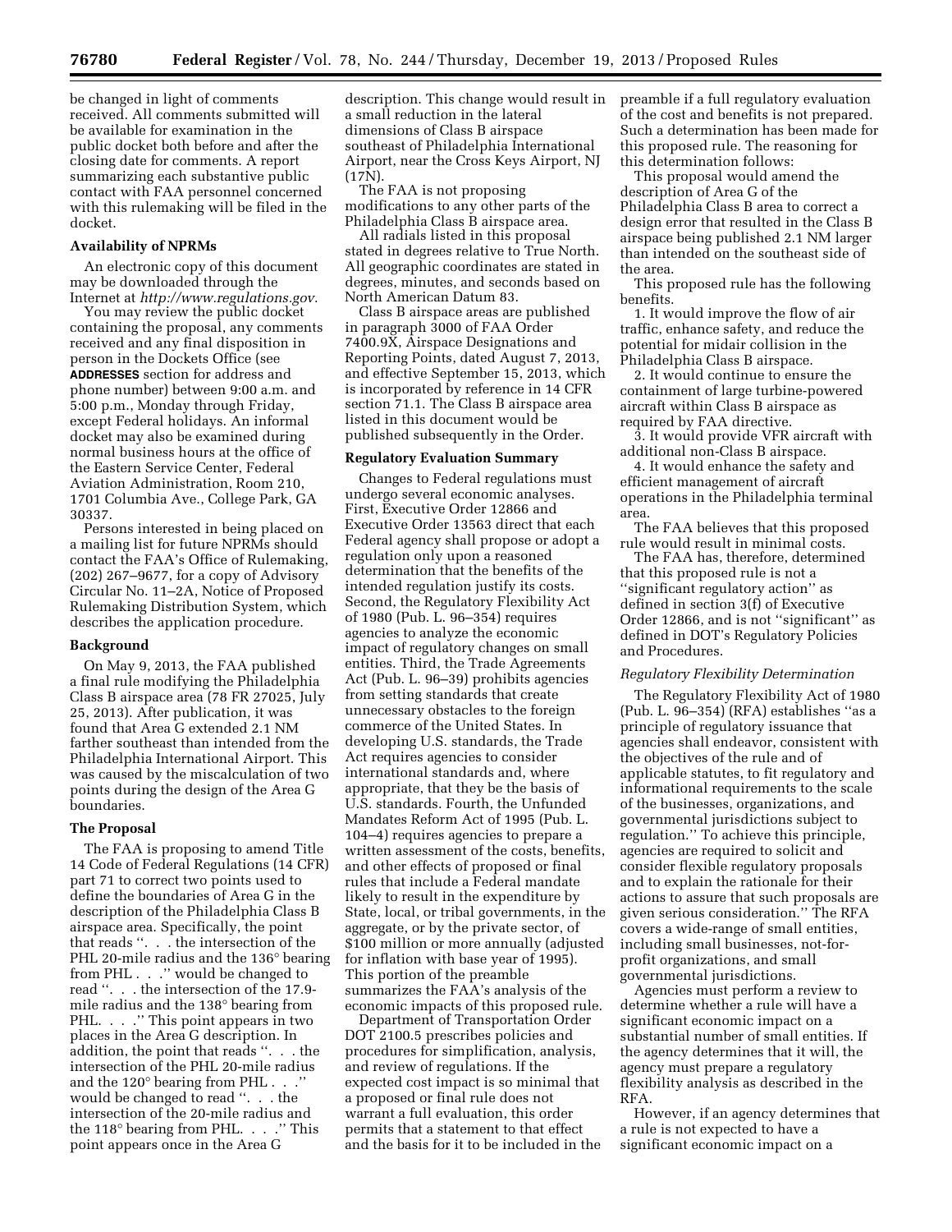be changed in light of comments received. All comments submitted will be available for examination in the public docket both before and after the closing date for comments. A report summarizing each substantive public contact with FAA personnel concerned with this rulemaking will be filed in the docket.

**Availability of NPRMs**

An electronic copy of this document may be downloaded through the Internet at *http://www.regulations.gov*.

You may review the public docket containing the proposal, any comments received and any final disposition in person in the Dockets Office (see **ADDRESSES** section for address and phone number) between 9:00 a.m. and 5:00 p.m., Monday through Friday, except Federal holidays. An informal docket may also be examined during normal business hours at the office of the Eastern Service Center, Federal Aviation Administration, Room 210, 1701 Columbia Ave., College Park, GA 30337.

Persons interested in being placed on a mailing list for future NPRMs should contact the FAA's Office of Rulemaking, (202) 267–9677, for a copy of Advisory Circular No. 11–2A, Notice of Proposed Rulemaking Distribution System, which describes the application procedure.

**Background**

On May 9, 2013, the FAA published a final rule modifying the Philadelphia Class B airspace area (78 FR 27025, July 25, 2013). After publication, it was found that Area G extended 2.1 NM farther southeast than intended from the Philadelphia International Airport. This was caused by the miscalculation of two points during the design of the Area G boundaries.

**The Proposal**

The FAA is proposing to amend Title 14 Code of Federal Regulations (14 CFR) part 71 to correct two points used to define the boundaries of Area G in the description of the Philadelphia Class B airspace area. Specifically, the point that reads ''. . . the intersection of the PHL 20-mile radius and the 136° bearing from PHL . . .'' would be changed to read ''. . . the intersection of the 17.9-mile radius and the 138° bearing from PHL. . . .'' This point appears in two places in the Area G description. In addition, the point that reads ''. . . the intersection of the PHL 20-mile radius and the 120° bearing from PHL . . .'' would be changed to read ''. . . the intersection of the 20-mile radius and the 118° bearing from PHL. . . .'' This point appears once in the Area G description. This change would result in a small reduction in the lateral dimensions of Class B airspace southeast of Philadelphia International Airport, near the Cross Keys Airport, NJ (17N).

The FAA is not proposing modifications to any other parts of the Philadelphia Class B airspace area.

All radials listed in this proposal stated in degrees relative to True North. All geographic coordinates are stated in degrees, minutes, and seconds based on North American Datum 83.

Class B airspace areas are published in paragraph 3000 of FAA Order 7400.9X, Airspace Designations and Reporting Points, dated August 7, 2013, and effective September 15, 2013, which is incorporated by reference in 14 CFR section 71.1. The Class B airspace area listed in this document would be published subsequently in the Order.

**Regulatory Evaluation Summary**

Changes to Federal regulations must undergo several economic analyses. First, Executive Order 12866 and Executive Order 13563 direct that each Federal agency shall propose or adopt a regulation only upon a reasoned determination that the benefits of the intended regulation justify its costs. Second, the Regulatory Flexibility Act of 1980 (Pub. L. 96–354) requires agencies to analyze the economic impact of regulatory changes on small entities. Third, the Trade Agreements Act (Pub. L. 96–39) prohibits agencies from setting standards that create unnecessary obstacles to the foreign commerce of the United States. In developing U.S. standards, the Trade Act requires agencies to consider international standards and, where appropriate, that they be the basis of U.S. standards. Fourth, the Unfunded Mandates Reform Act of 1995 (Pub. L. 104–4) requires agencies to prepare a written assessment of the costs, benefits, and other effects of proposed or final rules that include a Federal mandate likely to result in the expenditure by State, local, or tribal governments, in the aggregate, or by the private sector, of $100 million or more annually (adjusted for inflation with base year of 1995). This portion of the preamble summarizes the FAA's analysis of the economic impacts of this proposed rule.

Department of Transportation Order DOT 2100.5 prescribes policies and procedures for simplification, analysis, and review of regulations. If the expected cost impact is so minimal that a proposed or final rule does not warrant a full evaluation, this order permits that a statement to that effect and the basis for it to be included in the preamble if a full regulatory evaluation of the cost and benefits is not prepared. Such a determination has been made for this proposed rule. The reasoning for this determination follows:

This proposal would amend the description of Area G of the Philadelphia Class B area to correct a design error that resulted in the Class B airspace being published 2.1 NM larger than intended on the southeast side of the area.

This proposed rule has the following benefits.

1. It would improve the flow of air traffic, enhance safety, and reduce the potential for midair collision in the Philadelphia Class B airspace.
2. It would continue to ensure the containment of large turbine-powered aircraft within Class B airspace as required by FAA directive.
3. It would provide VFR aircraft with additional non-Class B airspace.
4. It would enhance the safety and efficient management of aircraft operations in the Philadelphia terminal area.

The FAA believes that this proposed rule would result in minimal costs.

The FAA has, therefore, determined that this proposed rule is not a ''significant regulatory action'' as defined in section 3(f) of Executive Order 12866, and is not ''significant'' as defined in DOT's Regulatory Policies and Procedures.

*Regulatory Flexibility Determination*

The Regulatory Flexibility Act of 1980 (Pub. L. 96–354) (RFA) establishes ''as a principle of regulatory issuance that agencies shall endeavor, consistent with the objectives of the rule and of applicable statutes, to fit regulatory and informational requirements to the scale of the businesses, organizations, and governmental jurisdictions subject to regulation.'' To achieve this principle, agencies are required to solicit and consider flexible regulatory proposals and to explain the rationale for their actions to assure that such proposals are given serious consideration.'' The RFA covers a wide-range of small entities, including small businesses, not-for-profit organizations, and small governmental jurisdictions.

Agencies must perform a review to determine whether a rule will have a significant economic impact on a substantial number of small entities. If the agency determines that it will, the agency must prepare a regulatory flexibility analysis as described in the RFA.

However, if an agency determines that a rule is not expected to have a significant economic impact on a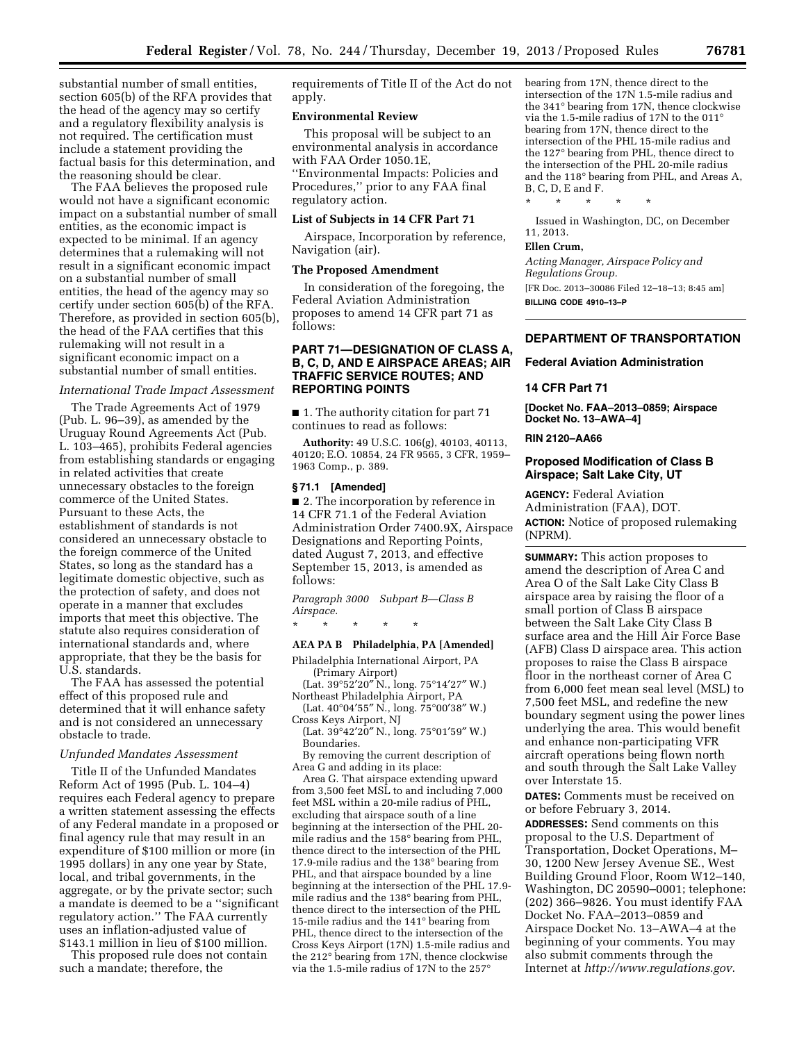substantial number of small entities, section 605(b) of the RFA provides that the head of the agency may so certify and a regulatory flexibility analysis is not required. The certification must include a statement providing the factual basis for this determination, and the reasoning should be clear.

The FAA believes the proposed rule would not have a significant economic impact on a substantial number of small entities, as the economic impact is expected to be minimal. If an agency determines that a rulemaking will not result in a significant economic impact on a substantial number of small entities, the head of the agency may so certify under section 605(b) of the RFA. Therefore, as provided in section 605(b), the head of the FAA certifies that this rulemaking will not result in a significant economic impact on a substantial number of small entities.

*International Trade Impact Assessment*

The Trade Agreements Act of 1979 (Pub. L. 96–39), as amended by the Uruguay Round Agreements Act (Pub. L. 103–465), prohibits Federal agencies from establishing standards or engaging in related activities that create unnecessary obstacles to the foreign commerce of the United States. Pursuant to these Acts, the establishment of standards is not considered an unnecessary obstacle to the foreign commerce of the United States, so long as the standard has a legitimate domestic objective, such as the protection of safety, and does not operate in a manner that excludes imports that meet this objective. The statute also requires consideration of international standards and, where appropriate, that they be the basis for U.S. standards.

The FAA has assessed the potential effect of this proposed rule and determined that it will enhance safety and is not considered an unnecessary obstacle to trade.

*Unfunded Mandates Assessment*

Title II of the Unfunded Mandates Reform Act of 1995 (Pub. L. 104–4) requires each Federal agency to prepare a written statement assessing the effects of any Federal mandate in a proposed or final agency rule that may result in an expenditure of $100 million or more (in 1995 dollars) in any one year by State, local, and tribal governments, in the aggregate, or by the private sector; such a mandate is deemed to be a ''significant regulatory action.'' The FAA currently uses an inflation-adjusted value of $143.1 million in lieu of $100 million.

This proposed rule does not contain such a mandate; therefore, the requirements of Title II of the Act do not apply.

**Environmental Review**

This proposal will be subject to an environmental analysis in accordance with FAA Order 1050.1E, ''Environmental Impacts: Policies and Procedures,'' prior to any FAA final regulatory action.

**List of Subjects in 14 CFR Part 71**

Airspace, Incorporation by reference, Navigation (air).

**The Proposed Amendment**

In consideration of the foregoing, the Federal Aviation Administration proposes to amend 14 CFR part 71 as follows:

## PART 71—DESIGNATION OF CLASS A, B, C, D, AND E AIRSPACE AREAS; AIR TRAFFIC SERVICE ROUTES; AND REPORTING POINTS

■ 1. The authority citation for part 71 continues to read as follows:

**Authority:** 49 U.S.C. 106(g), 40103, 40113, 40120; E.O. 10854, 24 FR 9565, 3 CFR, 1959–1963 Comp., p. 389.

**§ 71.1 [Amended]**

■ 2. The incorporation by reference in 14 CFR 71.1 of the Federal Aviation Administration Order 7400.9X, Airspace Designations and Reporting Points, dated August 7, 2013, and effective September 15, 2013, is amended as follows:

*Paragraph 3000 Subpart B—Class B Airspace.*

\* \* \* \* \*

**AEA PA B Philadelphia, PA [Amended]**

Philadelphia International Airport, PA (Primary Airport)
(Lat. 39°52′20″ N., long. 75°14′27″ W.)
Northeast Philadelphia Airport, PA
(Lat. 40°04′55″ N., long. 75°00′38″ W.)
Cross Keys Airport, NJ
(Lat. 39°42′20″ N., long. 75°01′59″ W.)
Boundaries.

By removing the current description of Area G and adding in its place:

Area G. That airspace extending upward from 3,500 feet MSL to and including 7,000 feet MSL within a 20-mile radius of PHL, excluding that airspace south of a line beginning at the intersection of the PHL 20-mile radius and the 158° bearing from PHL, thence direct to the intersection of the PHL 17.9-mile radius and the 138° bearing from PHL, and that airspace bounded by a line beginning at the intersection of the PHL 17.9-mile radius and the 138° bearing from PHL, thence direct to the intersection of the PHL 15-mile radius and the 141° bearing from PHL, thence direct to the intersection of the Cross Keys Airport (17N) 1.5-mile radius and the 212° bearing from 17N, thence clockwise via the 1.5-mile radius of 17N to the 257° bearing from 17N, thence direct to the intersection of the 17N 1.5-mile radius and the 341° bearing from 17N, thence clockwise via the 1.5-mile radius of 17N to the 011° bearing from 17N, thence direct to the intersection of the PHL 15-mile radius and the 127° bearing from PHL, thence direct to the intersection of the PHL 20-mile radius and the 118° bearing from PHL, and Areas A, B, C, D, E and F.

\* \* \* \* \*

Issued in Washington, DC, on December 11, 2013.

**Ellen Crum,**

*Acting Manager, Airspace Policy and Regulations Group.*

[FR Doc. 2013–30086 Filed 12–18–13; 8:45 am]

**BILLING CODE 4910–13–P**

---

## DEPARTMENT OF TRANSPORTATION

## Federal Aviation Administration

## 14 CFR Part 71

**[Docket No. FAA–2013–0859; Airspace Docket No. 13–AWA–4]**

**RIN 2120–AA66**

## Proposed Modification of Class B Airspace; Salt Lake City, UT

**AGENCY:** Federal Aviation Administration (FAA), DOT.

**ACTION:** Notice of proposed rulemaking (NPRM).

**SUMMARY:** This action proposes to amend the description of Area C and Area O of the Salt Lake City Class B airspace area by raising the floor of a small portion of Class B airspace between the Salt Lake City Class B surface area and the Hill Air Force Base (AFB) Class D airspace area. This action proposes to raise the Class B airspace floor in the northeast corner of Area C from 6,000 feet mean seal level (MSL) to 7,500 feet MSL, and redefine the new boundary segment using the power lines underlying the area. This would benefit and enhance non-participating VFR aircraft operations being flown north and south through the Salt Lake Valley over Interstate 15.

**DATES:** Comments must be received on or before February 3, 2014.

**ADDRESSES:** Send comments on this proposal to the U.S. Department of Transportation, Docket Operations, M–30, 1200 New Jersey Avenue SE., West Building Ground Floor, Room W12–140, Washington, DC 20590–0001; telephone: (202) 366–9826. You must identify FAA Docket No. FAA–2013–0859 and Airspace Docket No. 13–AWA–4 at the beginning of your comments. You may also submit comments through the Internet at *http://www.regulations.gov*.